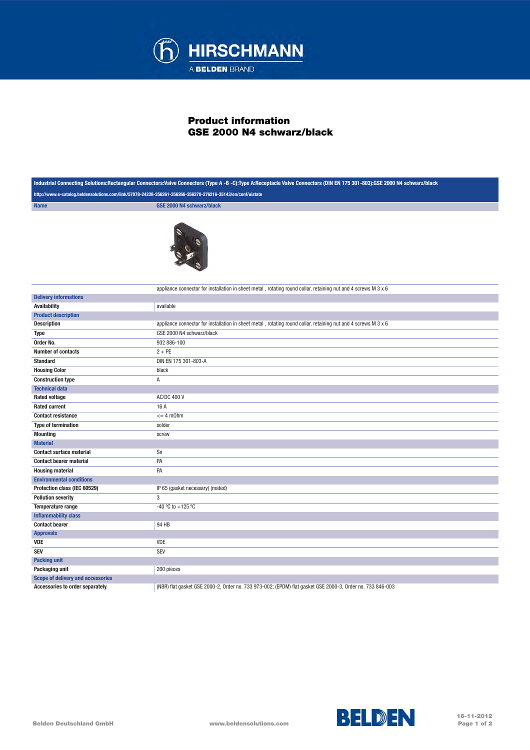HIRSCHMANN

A BELDEN BRAND

# Product information
# GSE 2000 N4 schwarz/black

**Industrial Connecting Solutions:Rectangular Connectors:Valve Connectors (Type A -B -C):Type A:Receptacle Valve Connectors (DIN EN 175 301-803):GSE 2000 N4 schwarz/black**

http://www.e-catalog.beldensolutions.com/link/57078-24228-256261-256266-256270-276216-35143/en/conf/uistate

| Name | GSE 2000 N4 schwarz/black |
|---|---|
| | appliance connector for installation in sheet metal , rotating round collar, retaining nut and 4 screws M 3 x 6 |
| **Delivery informations** | |
| Availability | available |
| **Product description** | |
| Description | appliance connector for installation in sheet metal , rotating round collar, retaining nut and 4 screws M 3 x 6 |
| Type | GSE 2000 N4 schwarz/black |
| Order No. | 932 886-100 |
| Number of contacts | 2 + PE |
| Standard | DIN EN 175 301-803-A |
| Housing Color | black |
| Construction type | A |
| **Technical data** | |
| Rated voltage | AC/DC 400 V |
| Rated current | 16 A |
| Contact resistance | <= 4 mOhm |
| Type of termination | solder |
| Mounting | screw |
| **Material** | |
| Contact surface material | Sn |
| Contact bearer material | PA |
| Housing material | PA |
| **Environmental conditions** | |
| Protection class (IEC 60529) | IP 65 (gasket necessary) (mated) |
| Pollution severity | 3 |
| Temperature range | -40 °C to +125 °C |
| **Inflammability class** | |
| Contact bearer | 94 HB |
| **Approvals** | |
| VDE | VDE |
| SEV | SEV |
| **Packing unit** | |
| Packaging unit | 200 pieces |
| **Scope of delivery and accessories** | |
| Accessories to order separately | (NBR) flat gasket GSE 2000-2, Order no. 733 973-002; (EPDM) flat gasket GSE 2000-3, Order no. 733 846-003 |

Belden Deutschland GmbH www.beldensolutions.com BELDEN 16-11-2012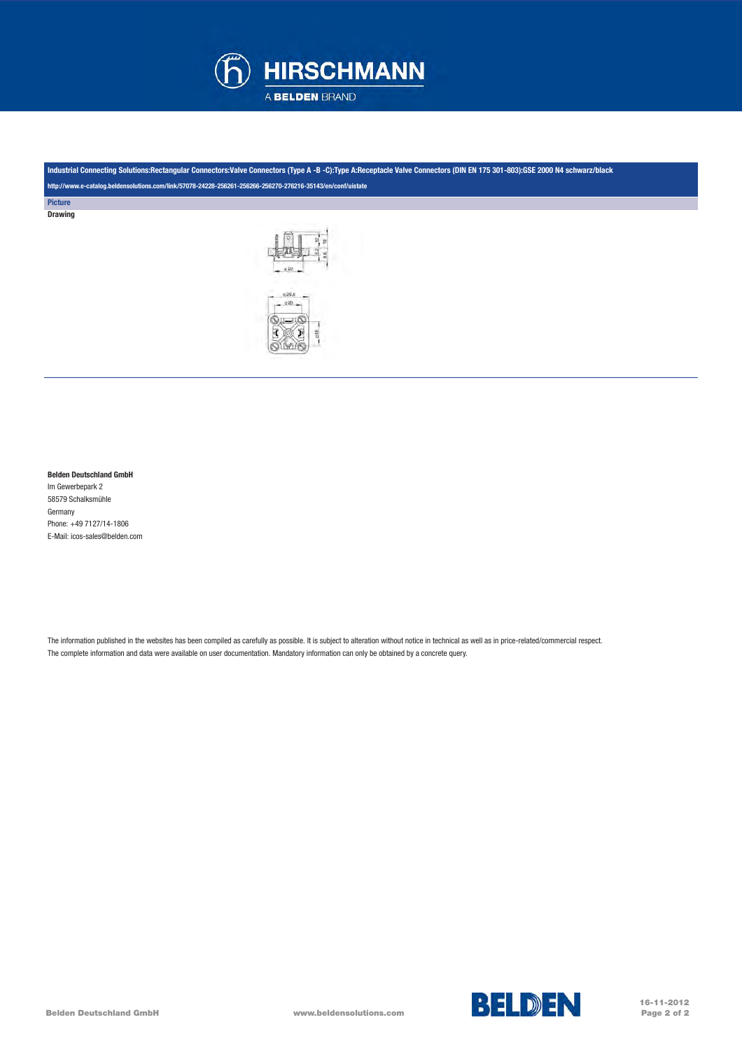**Industrial Connecting Solutions:Rectangular Connectors:Valve Connectors (Type A -B -C):Type A:Receptacle Valve Connectors (DIN EN 175 301-803):GSE 2000 N4 schwarz/black**

http://www.e-catalog.beldensolutions.com/link/57078-24228-256261-256266-256270-276216-35143/en/conf/uistate

**Picture**

**Drawing**

**Belden Deutschland GmbH**
Im Gewerbepark 2
58579 Schalksmühle
Germany
Phone: +49 7127/14-1806
E-Mail: icos-sales@belden.com

The information published in the websites has been compiled as carefully as possible. It is subject to alteration without notice in technical as well as in price-related/commercial respect.
The complete information and data were available on user documentation. Mandatory information can only be obtained by a concrete query.